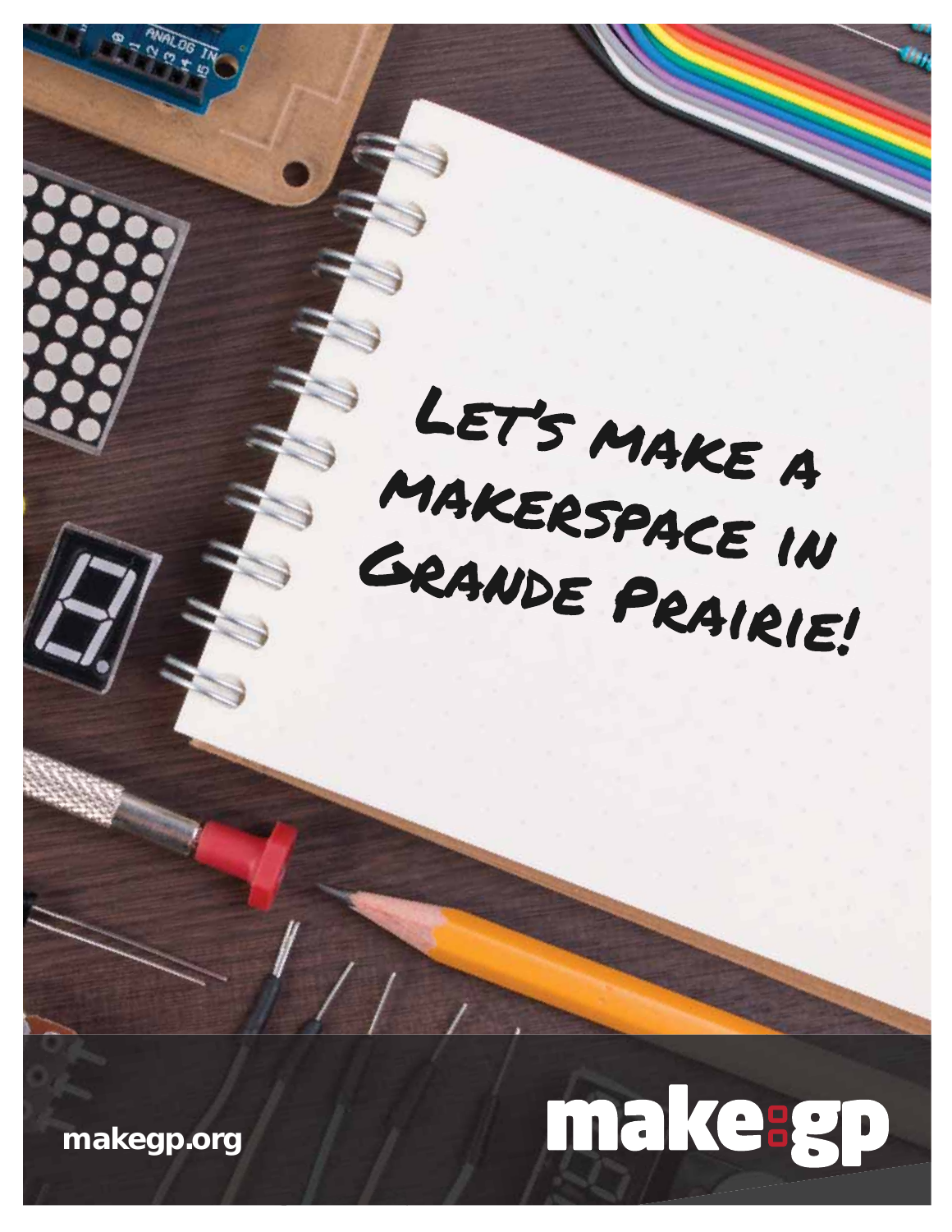# Let's make a makerspace in Grande Prairie!

makegp.org

**make:gp**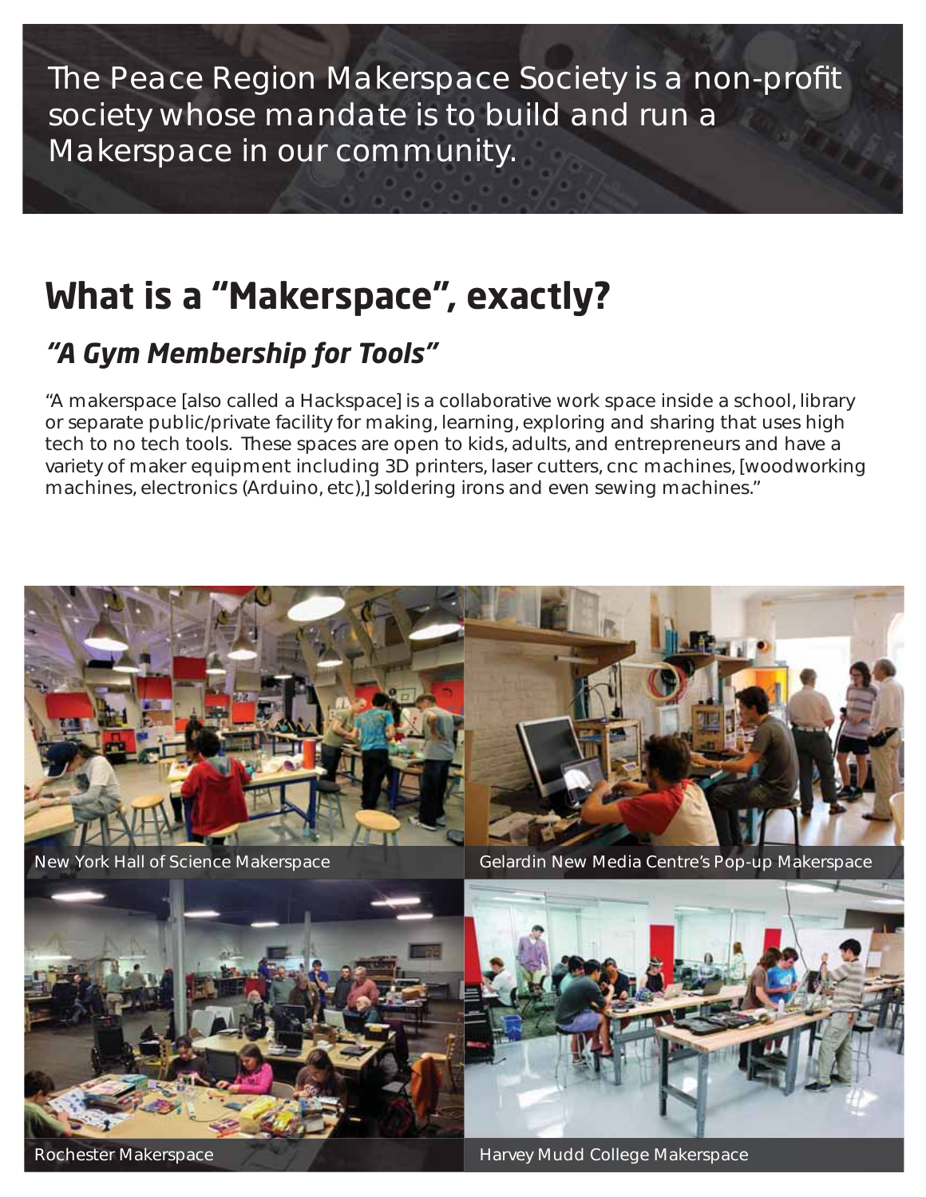The Peace Region Makerspace Society is a non-profit society whose mandate is to build and run a Makerspace in our community.

# What is a "Makerspace", exactly?

## *"A Gym Membership for Tools"*

"A makerspace [also called a Hackspace] is a collaborative work space inside a school, library or separate public/private facility for making, learning, exploring and sharing that uses high tech to no tech tools. These spaces are open to kids, adults, and entrepreneurs and have a variety of maker equipment including 3D printers, laser cutters, cnc machines, [woodworking machines, electronics (Arduino, etc),] soldering irons and even sewing machines."

New York Hall of Science Makerspace

Gelardin New Media Centre's Pop-up Makerspace

Rochester Makerspace

Harvey Mudd College Makerspace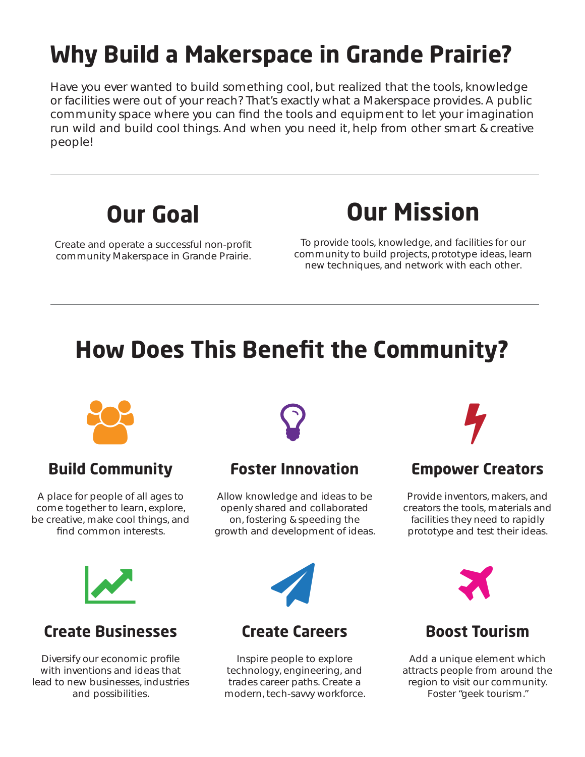# Why Build a Makerspace in Grande Prairie?

Have you ever wanted to build something cool, but realized that the tools, knowledge or facilities were out of your reach? That's exactly what a Makerspace provides. A public community space where you can find the tools and equipment to let your imagination run wild and build cool things. And when you need it, help from other smart & creative people!

---

## Our Goal

Create and operate a successful non-profit community Makerspace in Grande Prairie.

## Our Mission

To provide tools, knowledge, and facilities for our community to build projects, prototype ideas, learn new techniques, and network with each other.

---

# How Does This Benefit the Community?

### Build Community

A place for people of all ages to come together to learn, explore, be creative, make cool things, and find common interests.

### Foster Innovation

Allow knowledge and ideas to be openly shared and collaborated on, fostering & speeding the growth and development of ideas.

### Empower Creators

Provide inventors, makers, and creators the tools, materials and facilities they need to rapidly prototype and test their ideas.

### Create Businesses

Diversify our economic profile with inventions and ideas that lead to new businesses, industries and possibilities.

### Create Careers

Inspire people to explore technology, engineering, and trades career paths. Create a modern, tech-savvy workforce.

### Boost Tourism

Add a unique element which attracts people from around the region to visit our community. Foster "geek tourism."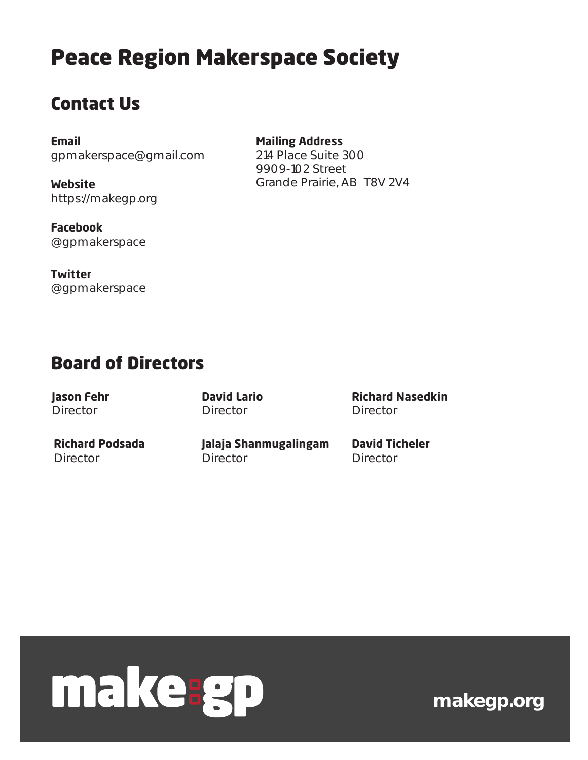# Peace Region Makerspace Society

## Contact Us

**Email**
gpmakerspace@gmail.com

**Website**
https://makegp.org

**Facebook**
@gpmakerspace

**Twitter**
@gpmakerspace

**Mailing Address**
214 Place Suite 300
9909-102 Street
Grande Prairie, AB T8V 2V4

---

## Board of Directors

**Jason Fehr**
Director

**David Lario**
Director

**Richard Nasedkin**
Director

**Richard Podsada**
Director

**Jalaja Shanmugalingam**
Director

**David Ticheler**
Director

make:gp

makegp.org